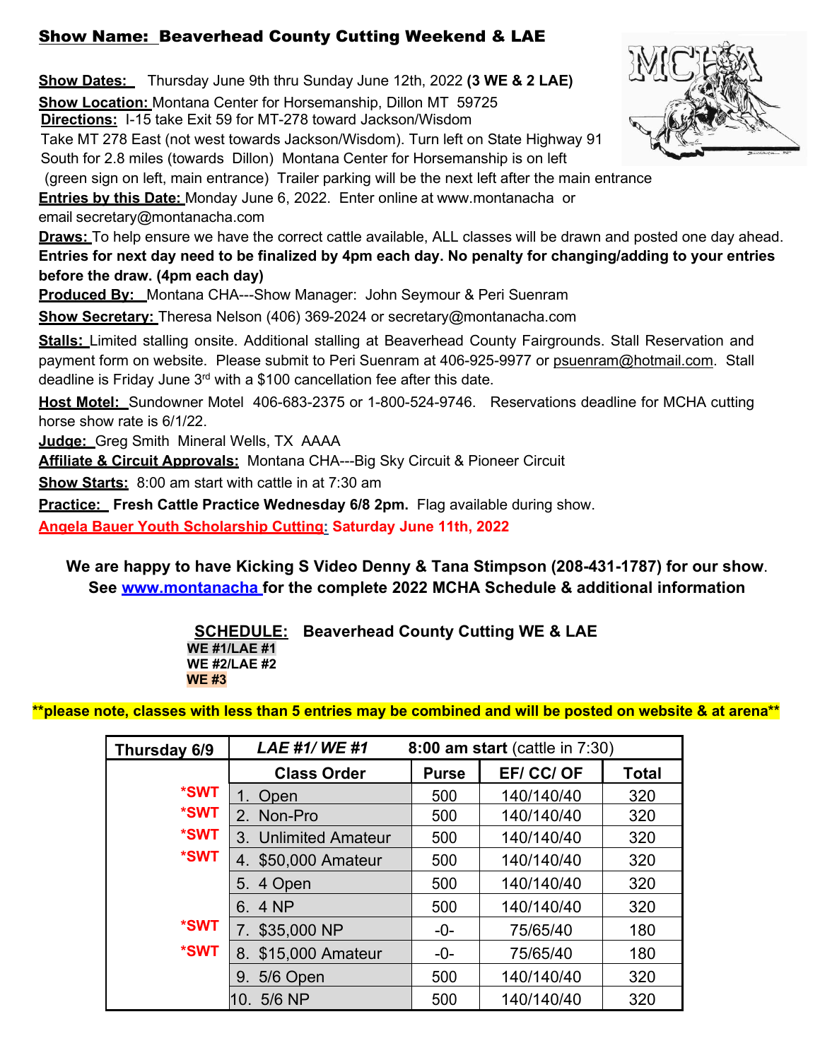## Show Name: Beaverhead County Cutting Weekend & LAE

**Show Dates:** Thursday June 9th thru Sunday June 12th, 2022 **(3 WE & 2 LAE)**

**Show Location:** Montana Center for Horsemanship, Dillon MT 59725

**Directions:** I-15 take Exit 59 for MT-278 toward Jackson/Wisdom
Take MT 278 East (not west towards Jackson/Wisdom). Turn left on State Highway 91 South for 2.8 miles (towards Dillon) Montana Center for Horsemanship is on left (green sign on left, main entrance) Trailer parking will be the next left after the main entrance

**Entries by this Date:** Monday June 6, 2022. Enter online at www.montanacha or email secretary@montanacha.com

**Draws:** To help ensure we have the correct cattle available, ALL classes will be drawn and posted one day ahead. **Entries for next day need to be finalized by 4pm each day. No penalty for changing/adding to your entries before the draw. (4pm each day)**

**Produced By:** Montana CHA---Show Manager: John Seymour & Peri Suenram

**Show Secretary:** Theresa Nelson (406) 369-2024 or secretary@montanacha.com

**Stalls:** Limited stalling onsite. Additional stalling at Beaverhead County Fairgrounds. Stall Reservation and payment form on website. Please submit to Peri Suenram at 406-925-9977 or psuenram@hotmail.com. Stall deadline is Friday June 3rd with a $100 cancellation fee after this date.

**Host Motel:** Sundowner Motel 406-683-2375 or 1-800-524-9746. Reservations deadline for MCHA cutting horse show rate is 6/1/22.

**Judge:** Greg Smith Mineral Wells, TX AAAA

**Affiliate & Circuit Approvals:** Montana CHA---Big Sky Circuit & Pioneer Circuit

**Show Starts:** 8:00 am start with cattle in at 7:30 am

**Practice:** **Fresh Cattle Practice Wednesday 6/8 2pm.** Flag available during show.

**Angela Bauer Youth Scholarship Cutting: Saturday June 11th, 2022**

**We are happy to have Kicking S Video Denny & Tana Stimpson (208-431-1787) for our show.**
**See www.montanacha for the complete 2022 MCHA Schedule & additional information**

**SCHEDULE: Beaverhead County Cutting WE & LAE**

**WE #1/LAE #1**
**WE #2/LAE #2**
**WE #3**

**\*\*please note, classes with less than 5 entries may be combined and will be posted on website & at arena\*\***

| **Thursday 6/9** | ***LAE #1/ WE #1*** **8:00 am start** (cattle in 7:30) | | | |
|---|---|---|---|---|
| | **Class Order** | **Purse** | **EF/ CC/ OF** | **Total** |
| *SWT | 1. Open | 500 | 140/140/40 | 320 |
| *SWT | 2. Non-Pro | 500 | 140/140/40 | 320 |
| *SWT | 3. Unlimited Amateur | 500 | 140/140/40 | 320 |
| *SWT | 4. $50,000 Amateur | 500 | 140/140/40 | 320 |
| | 5. 4 Open | 500 | 140/140/40 | 320 |
| | 6. 4 NP | 500 | 140/140/40 | 320 |
| *SWT | 7. $35,000 NP | -0- | 75/65/40 | 180 |
| *SWT | 8. $15,000 Amateur | -0- | 75/65/40 | 180 |
| | 9. 5/6 Open | 500 | 140/140/40 | 320 |
| | 10. 5/6 NP | 500 | 140/140/40 | 320 |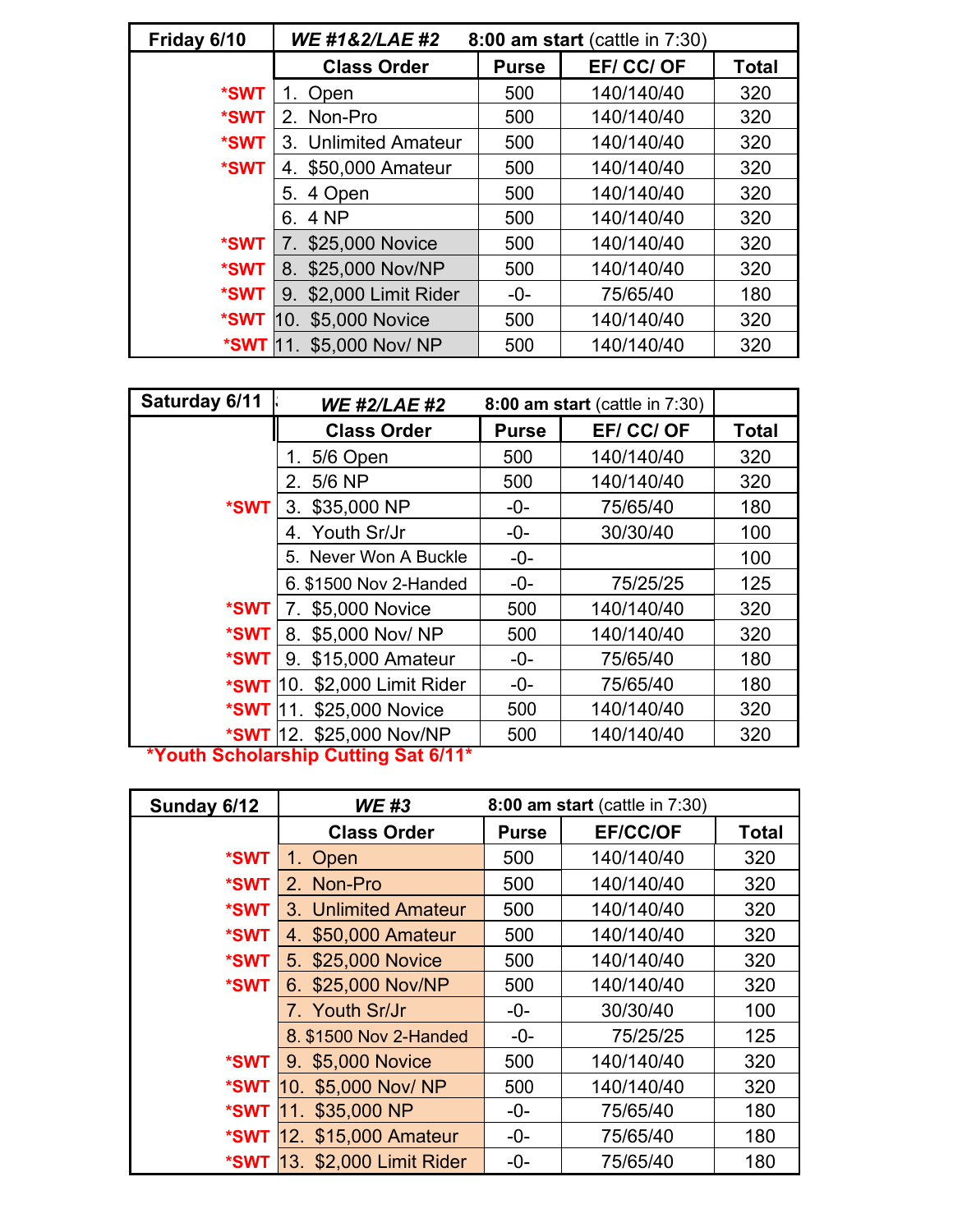| Friday 6/10 | WE #1&2/LAE #2 8:00 am start (cattle in 7:30) | | | |
|---|---|---|---|---|
| | **Class Order** | **Purse** | **EF/ CC/ OF** | **Total** |
| *SWT | 1. Open | 500 | 140/140/40 | 320 |
| *SWT | 2. Non-Pro | 500 | 140/140/40 | 320 |
| *SWT | 3. Unlimited Amateur | 500 | 140/140/40 | 320 |
| *SWT | 4. $50,000 Amateur | 500 | 140/140/40 | 320 |
| | 5. 4 Open | 500 | 140/140/40 | 320 |
| | 6. 4 NP | 500 | 140/140/40 | 320 |
| *SWT | 7. $25,000 Novice | 500 | 140/140/40 | 320 |
| *SWT | 8. $25,000 Nov/NP | 500 | 140/140/40 | 320 |
| *SWT | 9. $2,000 Limit Rider | -0- | 75/65/40 | 180 |
| *SWT | 10. $5,000 Novice | 500 | 140/140/40 | 320 |
| *SWT | 11. $5,000 Nov/ NP | 500 | 140/140/40 | 320 |

| Saturday 6/11 | WE #2/LAE #2 8:00 am start (cattle in 7:30) | | | |
|---|---|---|---|---|
| | **Class Order** | **Purse** | **EF/ CC/ OF** | **Total** |
| | 1. 5/6 Open | 500 | 140/140/40 | 320 |
| | 2. 5/6 NP | 500 | 140/140/40 | 320 |
| *SWT | 3. $35,000 NP | -0- | 75/65/40 | 180 |
| | 4. Youth Sr/Jr | -0- | 30/30/40 | 100 |
| | 5. Never Won A Buckle | -0- | | 100 |
| | 6. $1500 Nov 2-Handed | -0- | 75/25/25 | 125 |
| *SWT | 7. $5,000 Novice | 500 | 140/140/40 | 320 |
| *SWT | 8. $5,000 Nov/ NP | 500 | 140/140/40 | 320 |
| *SWT | 9. $15,000 Amateur | -0- | 75/65/40 | 180 |
| *SWT | 10. $2,000 Limit Rider | -0- | 75/65/40 | 180 |
| *SWT | 11. $25,000 Novice | 500 | 140/140/40 | 320 |
| *SWT | 12. $25,000 Nov/NP | 500 | 140/140/40 | 320 |

**\*Youth Scholarship Cutting Sat 6/11\***

| Sunday 6/12 | WE #3 8:00 am start (cattle in 7:30) | | | |
|---|---|---|---|---|
| | **Class Order** | **Purse** | **EF/CC/OF** | **Total** |
| *SWT | 1. Open | 500 | 140/140/40 | 320 |
| *SWT | 2. Non-Pro | 500 | 140/140/40 | 320 |
| *SWT | 3. Unlimited Amateur | 500 | 140/140/40 | 320 |
| *SWT | 4. $50,000 Amateur | 500 | 140/140/40 | 320 |
| *SWT | 5. $25,000 Novice | 500 | 140/140/40 | 320 |
| *SWT | 6. $25,000 Nov/NP | 500 | 140/140/40 | 320 |
| | 7. Youth Sr/Jr | -0- | 30/30/40 | 100 |
| | 8. $1500 Nov 2-Handed | -0- | 75/25/25 | 125 |
| *SWT | 9. $5,000 Novice | 500 | 140/140/40 | 320 |
| *SWT | 10. $5,000 Nov/ NP | 500 | 140/140/40 | 320 |
| *SWT | 11. $35,000 NP | -0- | 75/65/40 | 180 |
| *SWT | 12. $15,000 Amateur | -0- | 75/65/40 | 180 |
| *SWT | 13. $2,000 Limit Rider | -0- | 75/65/40 | 180 |